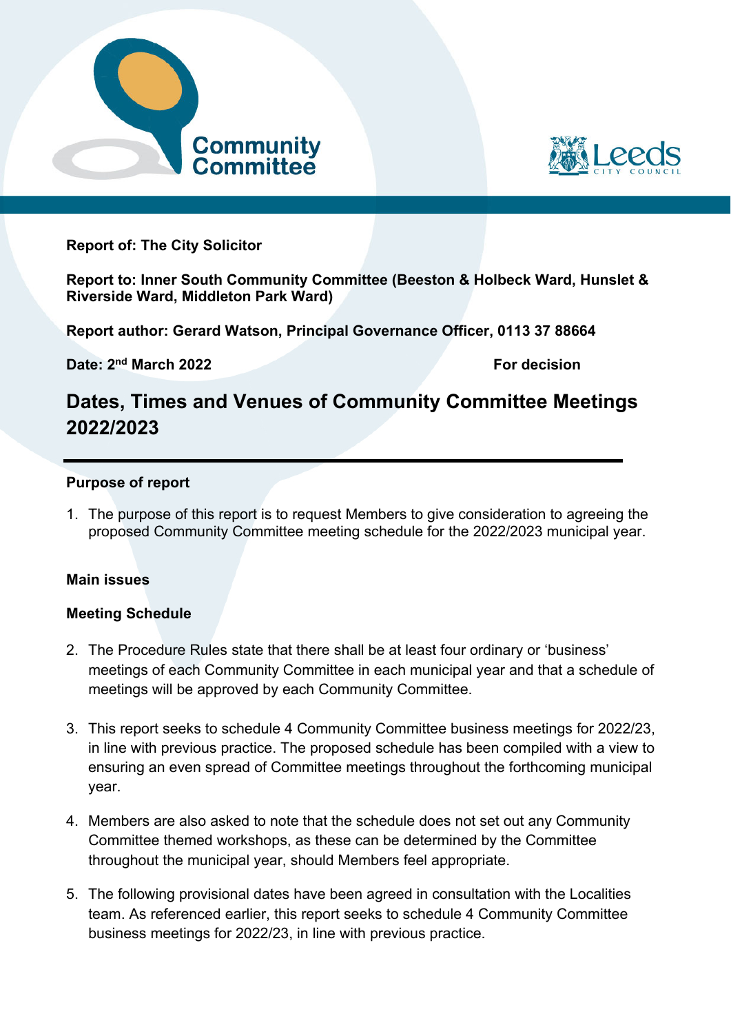Community Committee

Leeds CITY COUNCIL

**Report of: The City Solicitor**

**Report to: Inner South Community Committee (Beeston & Holbeck Ward, Hunslet & Riverside Ward, Middleton Park Ward)**

**Report author: Gerard Watson, Principal Governance Officer, 0113 37 88664**

**Date: 2nd March 2022** **For decision**

# Dates, Times and Venues of Community Committee Meetings 2022/2023

### Purpose of report

1. The purpose of this report is to request Members to give consideration to agreeing the proposed Community Committee meeting schedule for the 2022/2023 municipal year.

### Main issues

### Meeting Schedule

2. The Procedure Rules state that there shall be at least four ordinary or 'business' meetings of each Community Committee in each municipal year and that a schedule of meetings will be approved by each Community Committee.

3. This report seeks to schedule 4 Community Committee business meetings for 2022/23, in line with previous practice. The proposed schedule has been compiled with a view to ensuring an even spread of Committee meetings throughout the forthcoming municipal year.

4. Members are also asked to note that the schedule does not set out any Community Committee themed workshops, as these can be determined by the Committee throughout the municipal year, should Members feel appropriate.

5. The following provisional dates have been agreed in consultation with the Localities team. As referenced earlier, this report seeks to schedule 4 Community Committee business meetings for 2022/23, in line with previous practice.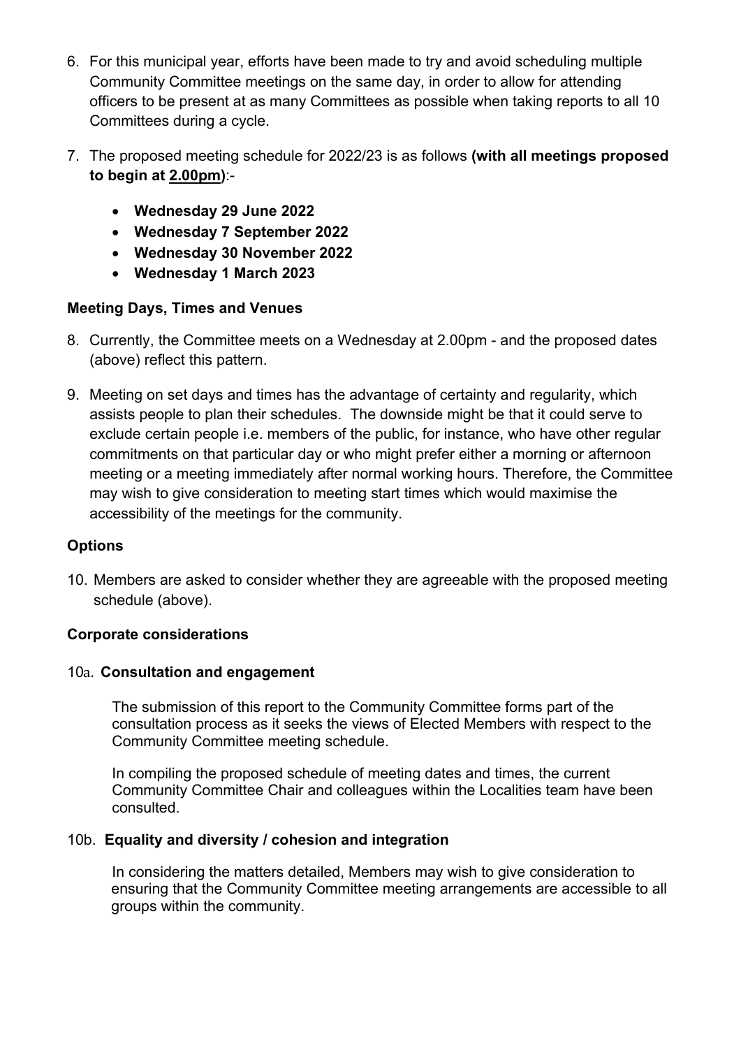6. For this municipal year, efforts have been made to try and avoid scheduling multiple Community Committee meetings on the same day, in order to allow for attending officers to be present at as many Committees as possible when taking reports to all 10 Committees during a cycle.

7. The proposed meeting schedule for 2022/23 is as follows **(with all meetings proposed to begin at 2.00pm)**:-

   - **Wednesday 29 June 2022**
   - **Wednesday 7 September 2022**
   - **Wednesday 30 November 2022**
   - **Wednesday 1 March 2023**

**Meeting Days, Times and Venues**

8. Currently, the Committee meets on a Wednesday at 2.00pm - and the proposed dates (above) reflect this pattern.

9. Meeting on set days and times has the advantage of certainty and regularity, which assists people to plan their schedules. The downside might be that it could serve to exclude certain people i.e. members of the public, for instance, who have other regular commitments on that particular day or who might prefer either a morning or afternoon meeting or a meeting immediately after normal working hours. Therefore, the Committee may wish to give consideration to meeting start times which would maximise the accessibility of the meetings for the community.

**Options**

10. Members are asked to consider whether they are agreeable with the proposed meeting schedule (above).

**Corporate considerations**

10a. **Consultation and engagement**

The submission of this report to the Community Committee forms part of the consultation process as it seeks the views of Elected Members with respect to the Community Committee meeting schedule.

In compiling the proposed schedule of meeting dates and times, the current Community Committee Chair and colleagues within the Localities team have been consulted.

10b. **Equality and diversity / cohesion and integration**

In considering the matters detailed, Members may wish to give consideration to ensuring that the Community Committee meeting arrangements are accessible to all groups within the community.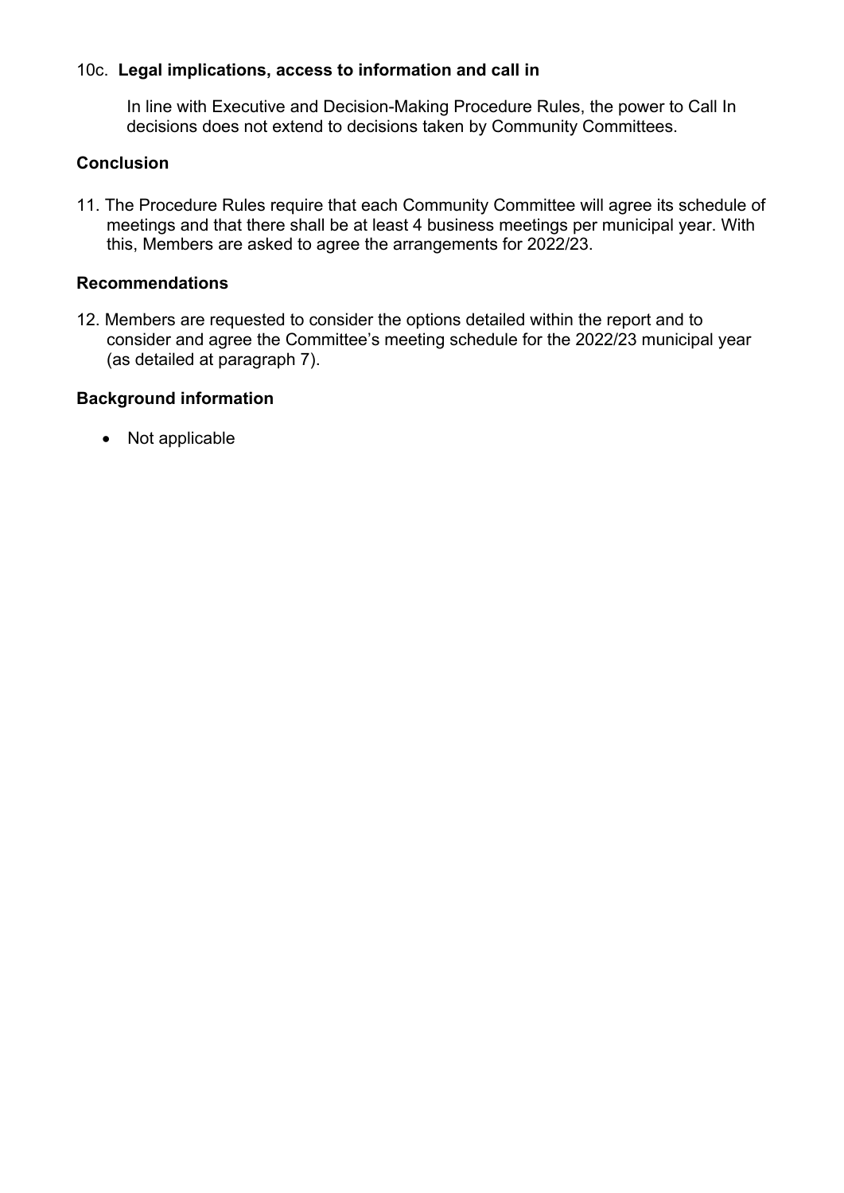10c. **Legal implications, access to information and call in**

In line with Executive and Decision-Making Procedure Rules, the power to Call In decisions does not extend to decisions taken by Community Committees.

**Conclusion**

11. The Procedure Rules require that each Community Committee will agree its schedule of meetings and that there shall be at least 4 business meetings per municipal year. With this, Members are asked to agree the arrangements for 2022/23.

**Recommendations**

12. Members are requested to consider the options detailed within the report and to consider and agree the Committee's meeting schedule for the 2022/23 municipal year (as detailed at paragraph 7).

**Background information**

- Not applicable